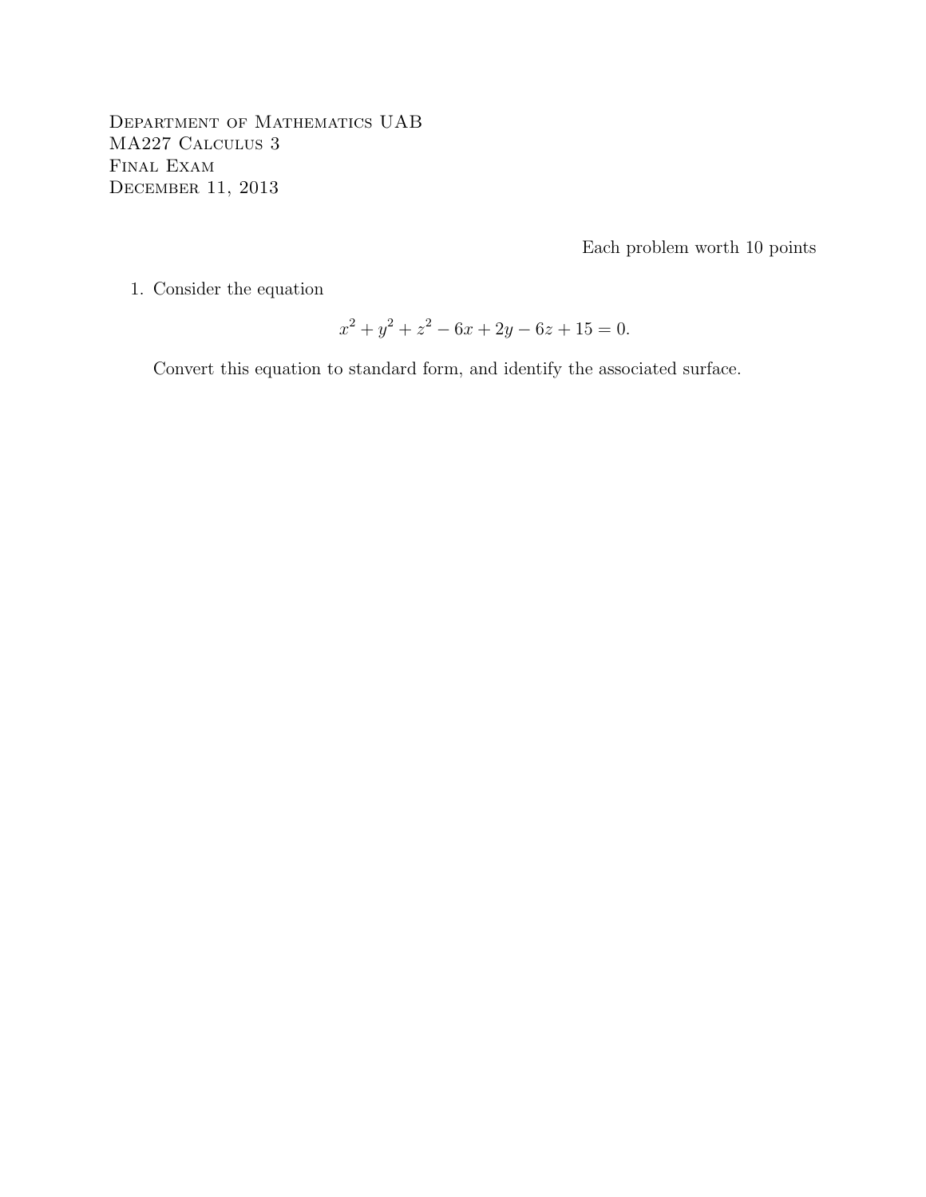Department of Mathematics UAB
MA227 Calculus 3
Final Exam
December 11, 2013

Each problem worth 10 points

1. Consider the equation

$$x^2 + y^2 + z^2 - 6x + 2y - 6z + 15 = 0.$$

Convert this equation to standard form, and identify the associated surface.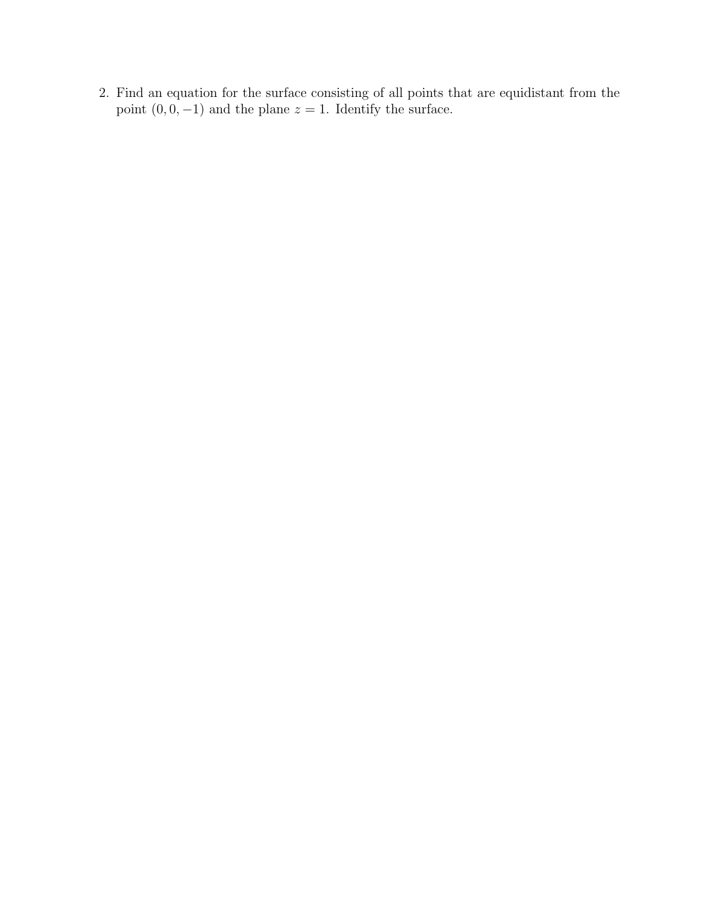2. Find an equation for the surface consisting of all points that are equidistant from the point $(0, 0, -1)$ and the plane $z = 1$. Identify the surface.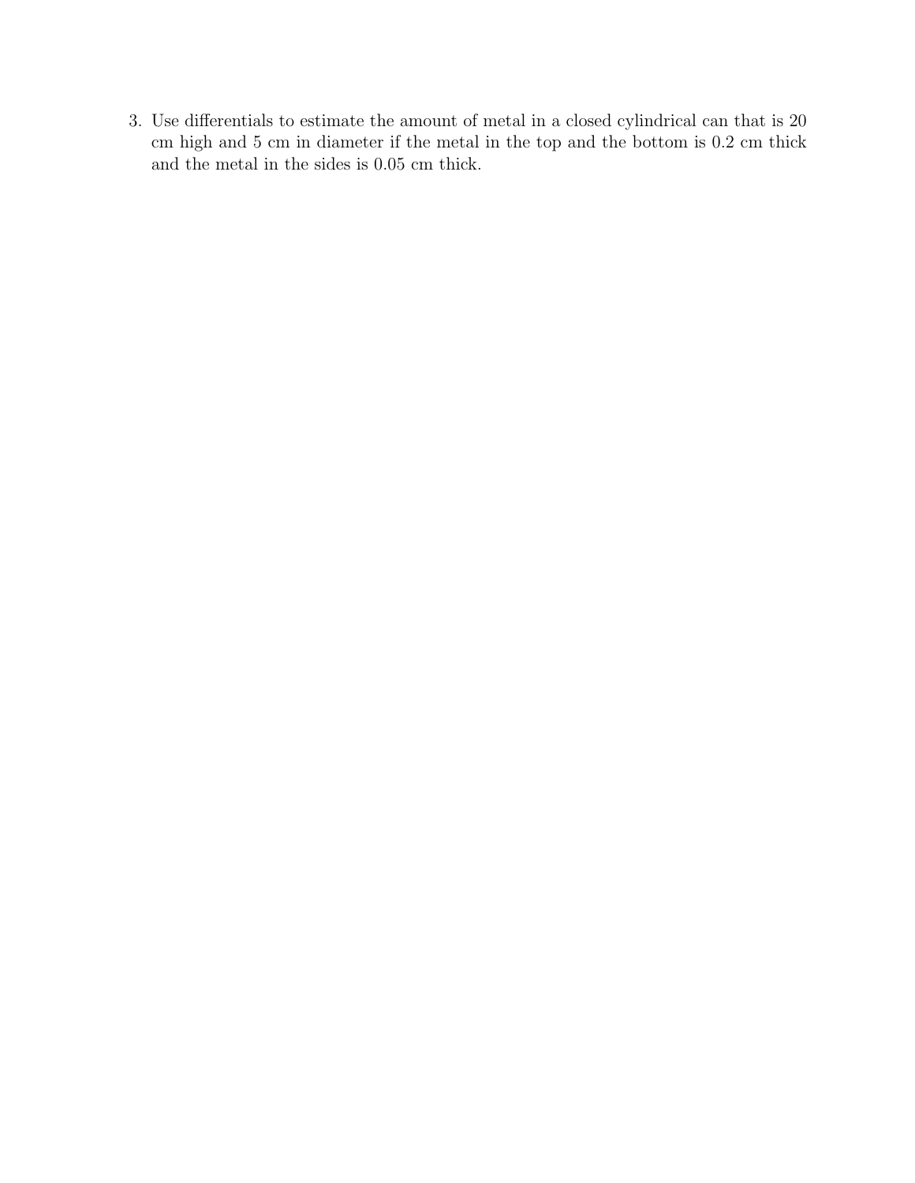3. Use differentials to estimate the amount of metal in a closed cylindrical can that is 20 cm high and 5 cm in diameter if the metal in the top and the bottom is 0.2 cm thick and the metal in the sides is 0.05 cm thick.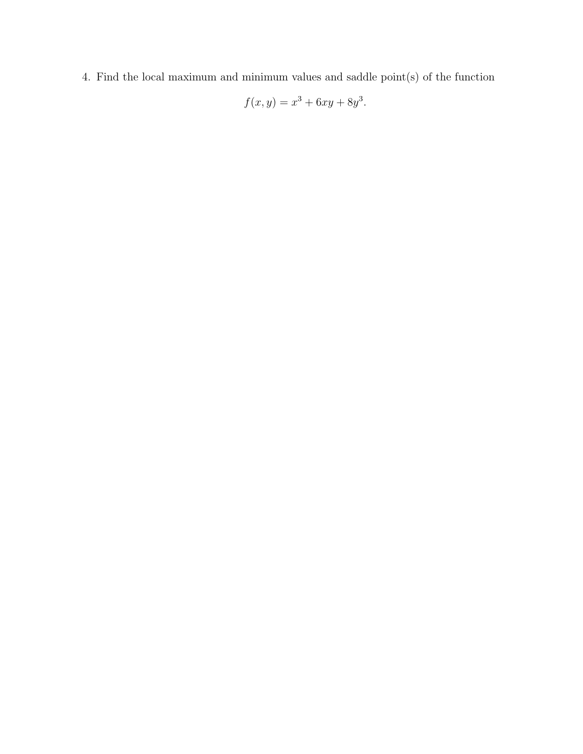4. Find the local maximum and minimum values and saddle point(s) of the function

$$f(x, y) = x^3 + 6xy + 8y^3.$$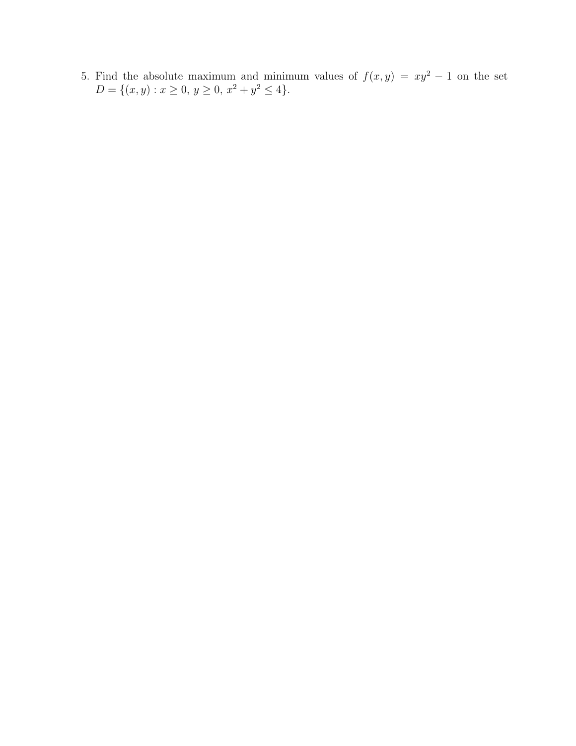5. Find the absolute maximum and minimum values of $f(x, y) = xy^2 - 1$ on the set $D = \{(x, y) : x \geq 0,\ y \geq 0,\ x^2 + y^2 \leq 4\}$.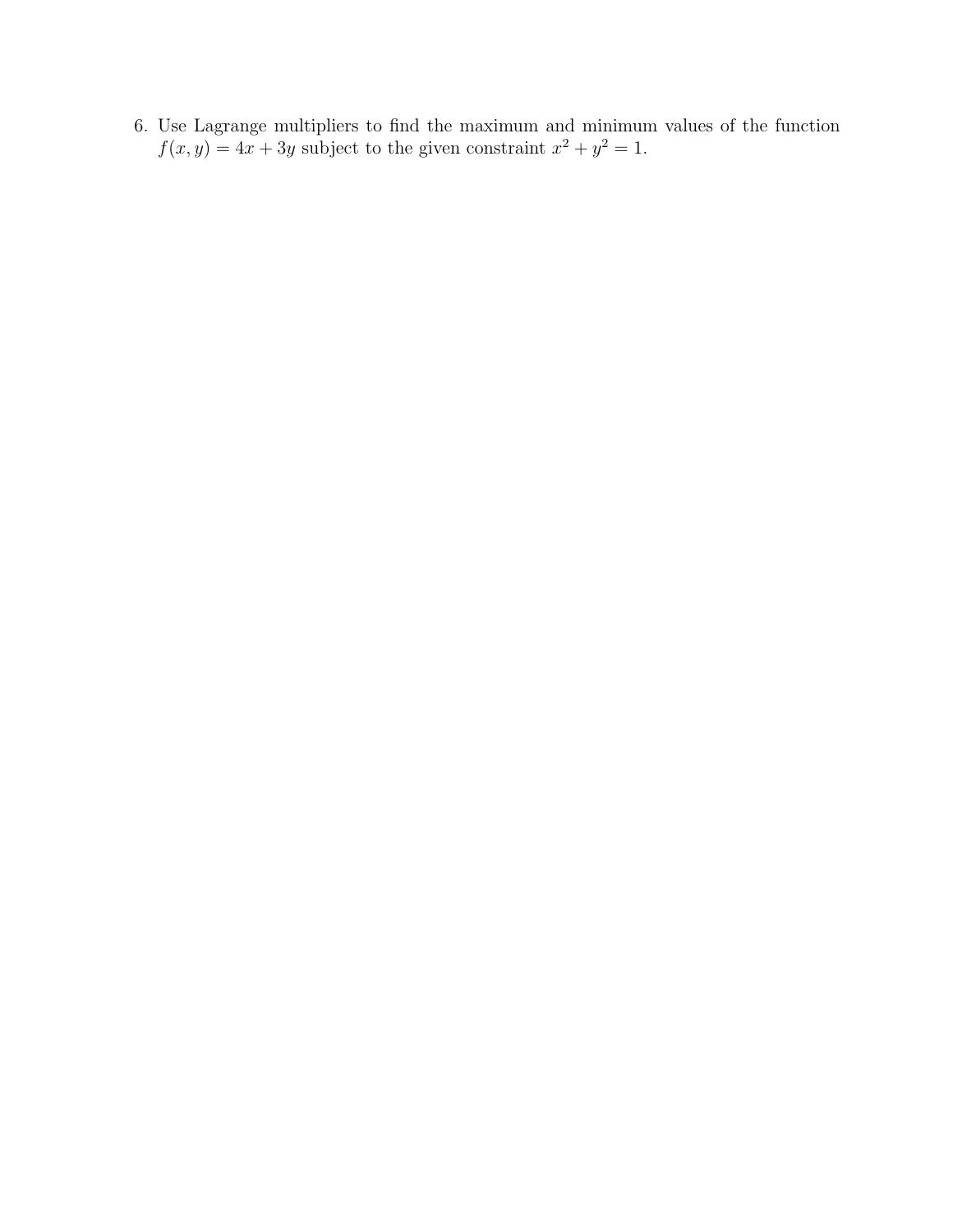6. Use Lagrange multipliers to find the maximum and minimum values of the function $f(x, y) = 4x + 3y$ subject to the given constraint $x^2 + y^2 = 1$.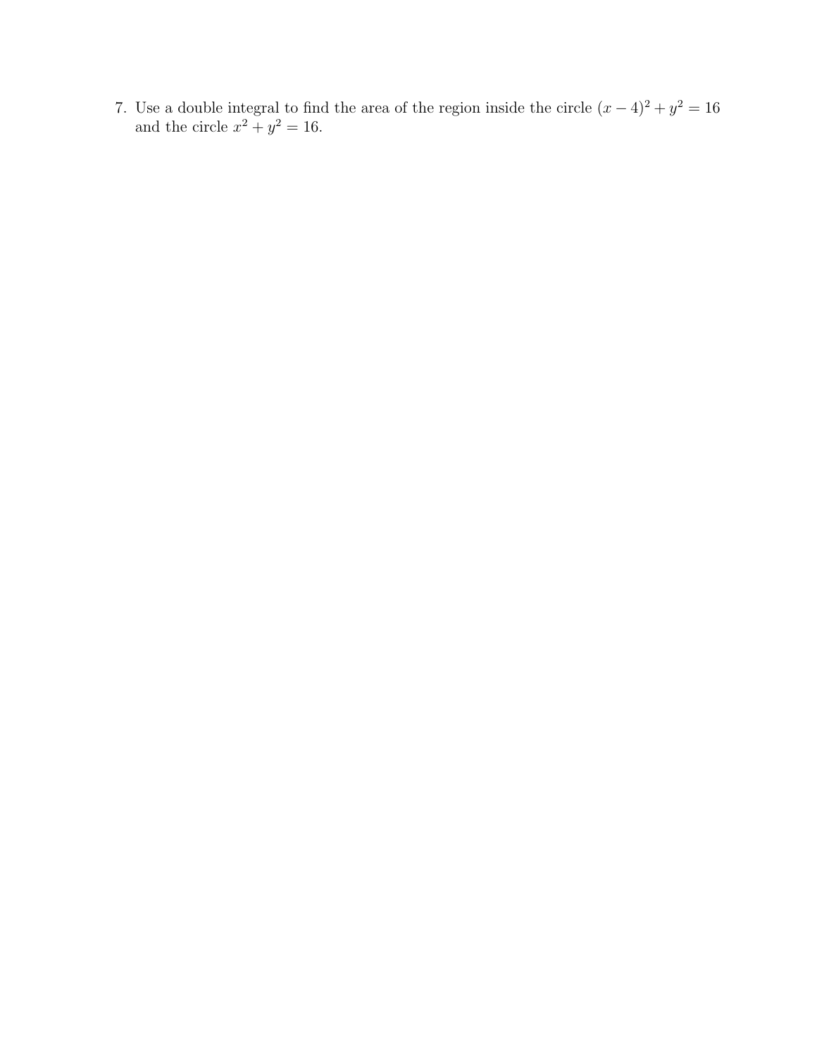7. Use a double integral to find the area of the region inside the circle $(x - 4)^2 + y^2 = 16$ and the circle $x^2 + y^2 = 16$.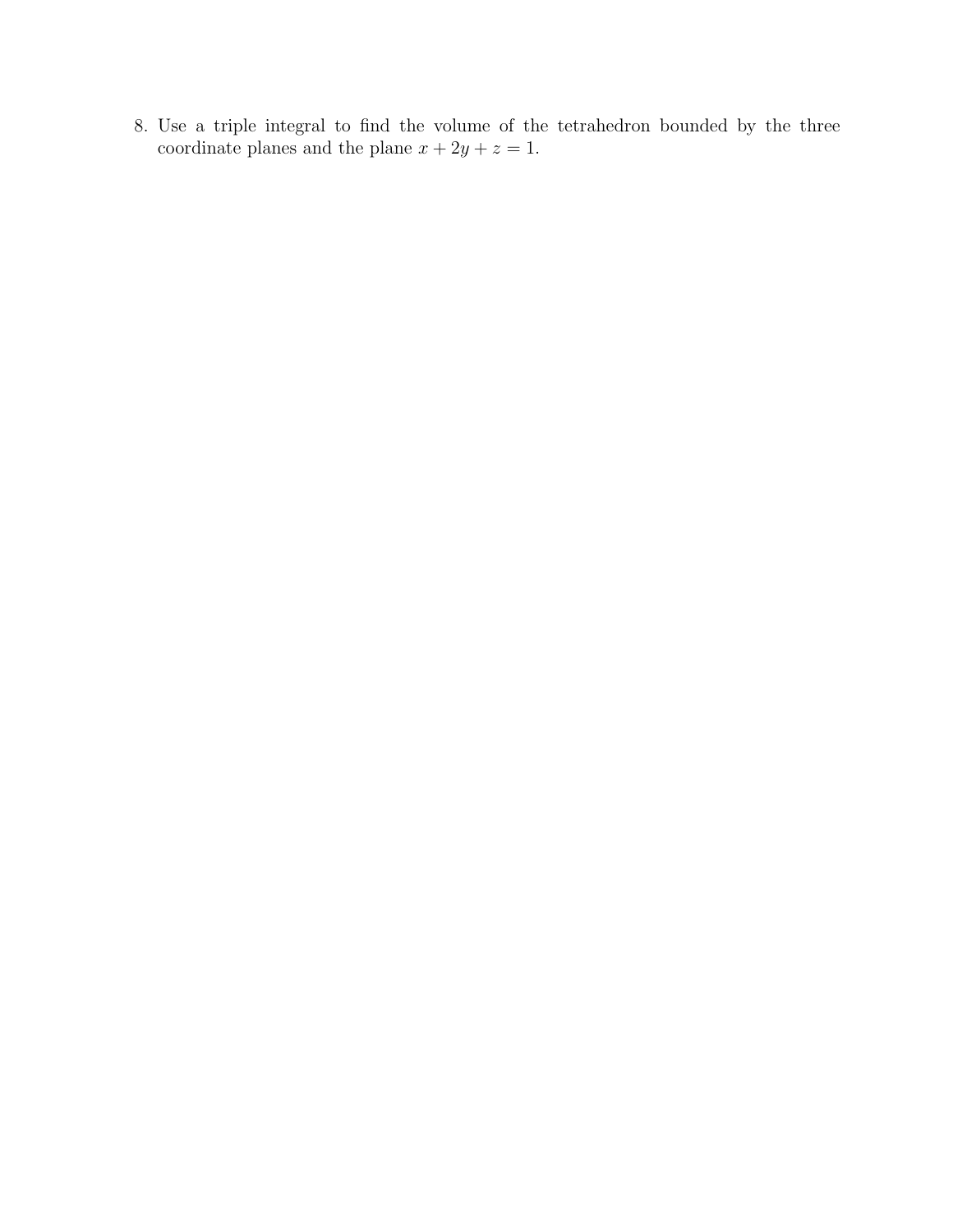8. Use a triple integral to find the volume of the tetrahedron bounded by the three coordinate planes and the plane $x + 2y + z = 1$.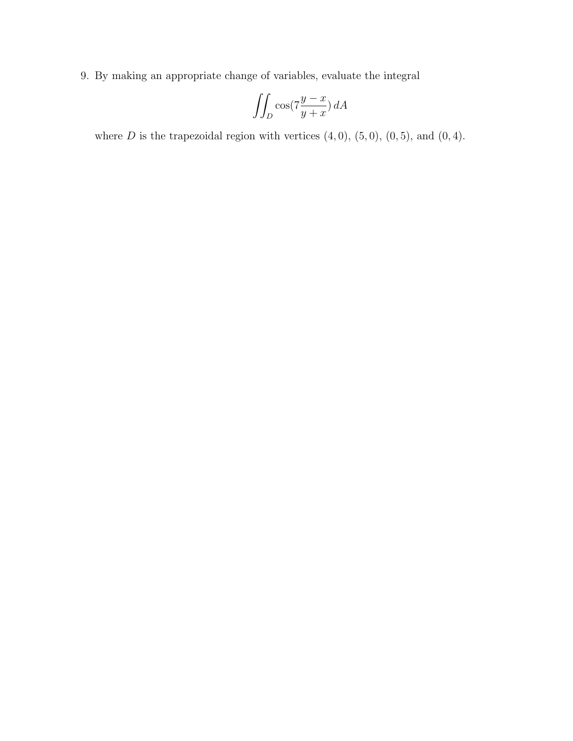9. By making an appropriate change of variables, evaluate the integral

$$\iint_D \cos(7\frac{y-x}{y+x})\, dA$$

where $D$ is the trapezoidal region with vertices $(4, 0)$, $(5, 0)$, $(0, 5)$, and $(0, 4)$.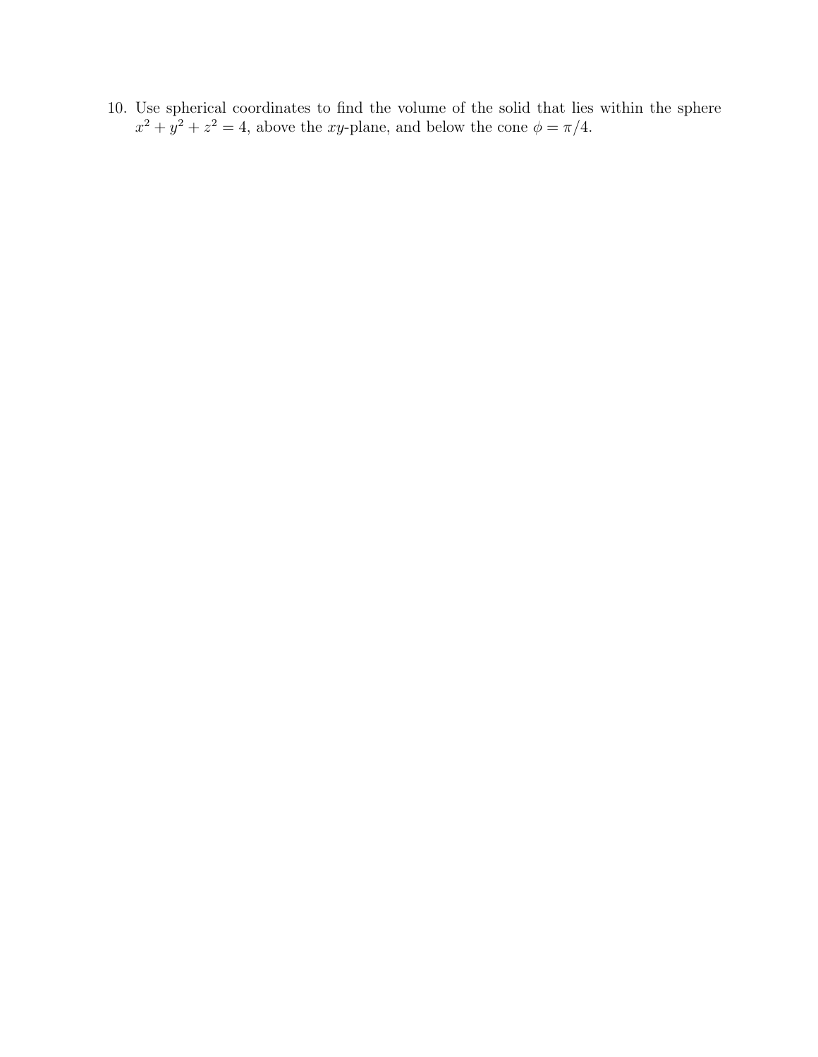10. Use spherical coordinates to find the volume of the solid that lies within the sphere $x^2 + y^2 + z^2 = 4$, above the $xy$-plane, and below the cone $\phi = \pi/4$.